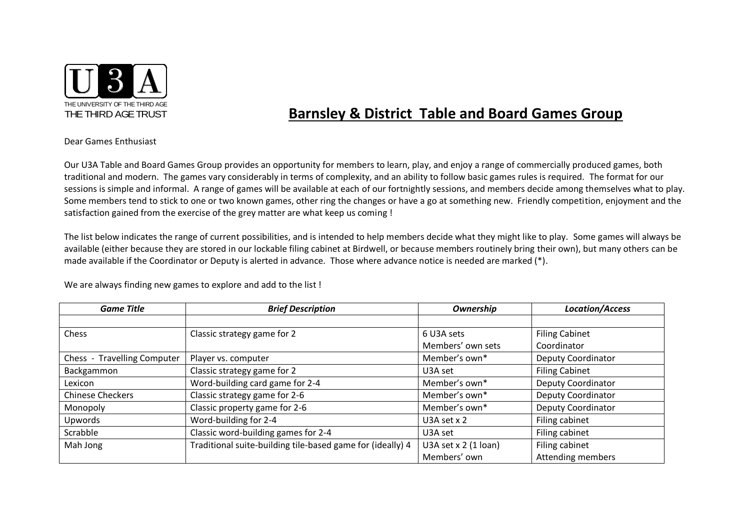U3A

THE UNIVERSITY OF THE THIRD AGE
THE THIRD AGE TRUST

# Barnsley & District Table and Board Games Group

Dear Games Enthusiast

Our U3A Table and Board Games Group provides an opportunity for members to learn, play, and enjoy a range of commercially produced games, both traditional and modern. The games vary considerably in terms of complexity, and an ability to follow basic games rules is required. The format for our sessions is simple and informal. A range of games will be available at each of our fortnightly sessions, and members decide among themselves what to play. Some members tend to stick to one or two known games, other ring the changes or have a go at something new. Friendly competition, enjoyment and the satisfaction gained from the exercise of the grey matter are what keep us coming !

The list below indicates the range of current possibilities, and is intended to help members decide what they might like to play. Some games will always be available (either because they are stored in our lockable filing cabinet at Birdwell, or because members routinely bring their own), but many others can be made available if the Coordinator or Deputy is alerted in advance. Those where advance notice is needed are marked (*).

We are always finding new games to explore and add to the list !

| *Game Title* | *Brief Description* | *Ownership* | *Location/Access* |
|---|---|---|---|
| | | | |
| Chess | Classic strategy game for 2 | 6 U3A sets<br>Members' own sets | Filing Cabinet<br>Coordinator |
| Chess - Travelling Computer | Player vs. computer | Member's own* | Deputy Coordinator |
| Backgammon | Classic strategy game for 2 | U3A set | Filing Cabinet |
| Lexicon | Word-building card game for 2-4 | Member's own* | Deputy Coordinator |
| Chinese Checkers | Classic strategy game for 2-6 | Member's own* | Deputy Coordinator |
| Monopoly | Classic property game for 2-6 | Member's own* | Deputy Coordinator |
| Upwords | Word-building for 2-4 | U3A set x 2 | Filing cabinet |
| Scrabble | Classic word-building games for 2-4 | U3A set | Filing cabinet |
| Mah Jong | Traditional suite-building tile-based game for (ideally) 4 | U3A set x 2 (1 loan)<br>Members' own | Filing cabinet<br>Attending members |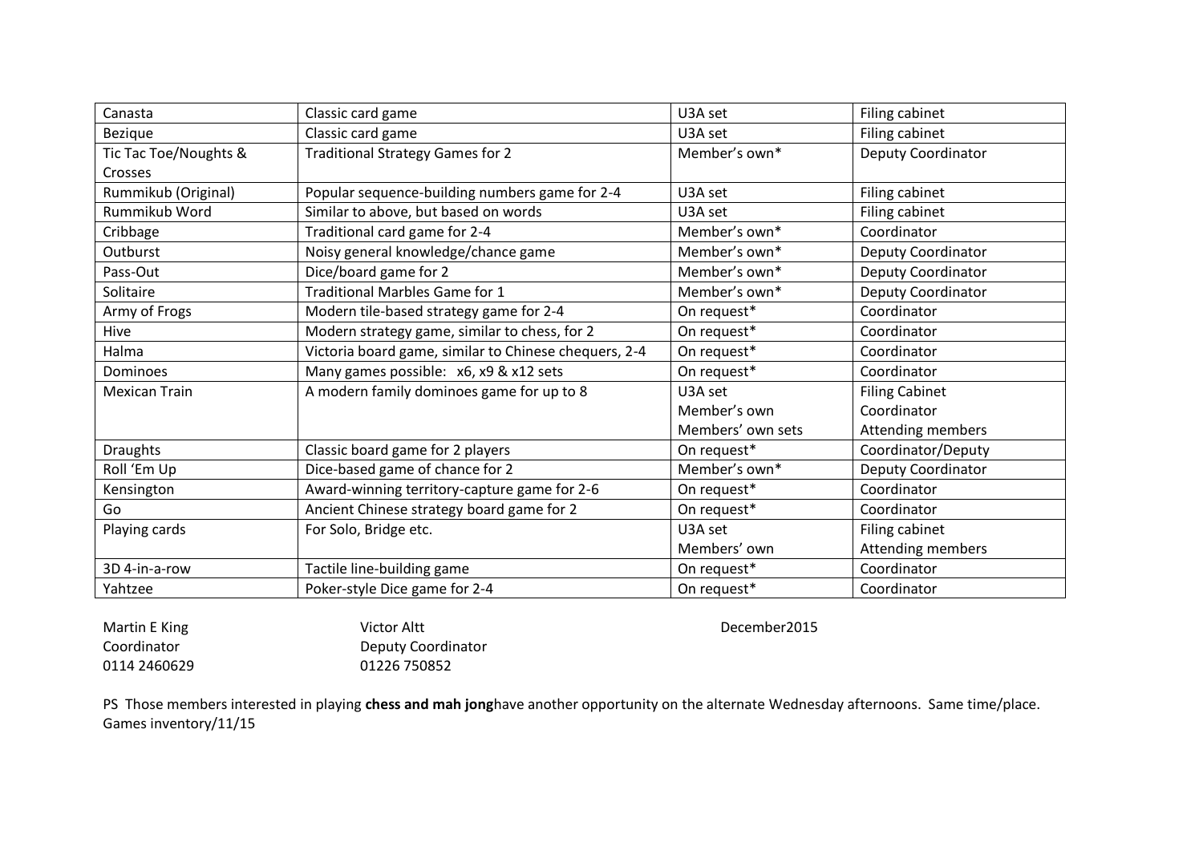| | | | |
|---|---|---|---|
| Canasta | Classic card game | U3A set | Filing cabinet |
| Bezique | Classic card game | U3A set | Filing cabinet |
| Tic Tac Toe/Noughts & Crosses | Traditional Strategy Games for 2 | Member's own* | Deputy Coordinator |
| Rummikub (Original) | Popular sequence-building numbers game for 2-4 | U3A set | Filing cabinet |
| Rummikub Word | Similar to above, but based on words | U3A set | Filing cabinet |
| Cribbage | Traditional card game for 2-4 | Member's own* | Coordinator |
| Outburst | Noisy general knowledge/chance game | Member's own* | Deputy Coordinator |
| Pass-Out | Dice/board game for 2 | Member's own* | Deputy Coordinator |
| Solitaire | Traditional Marbles Game for 1 | Member's own* | Deputy Coordinator |
| Army of Frogs | Modern tile-based strategy game for 2-4 | On request* | Coordinator |
| Hive | Modern strategy game, similar to chess, for 2 | On request* | Coordinator |
| Halma | Victoria board game, similar to Chinese chequers, 2-4 | On request* | Coordinator |
| Dominoes | Many games possible: x6, x9 & x12 sets | On request* | Coordinator |
| Mexican Train | A modern family dominoes game for up to 8 | U3A set<br>Member's own<br>Members' own sets | Filing Cabinet<br>Coordinator<br>Attending members |
| Draughts | Classic board game for 2 players | On request* | Coordinator/Deputy |
| Roll 'Em Up | Dice-based game of chance for 2 | Member's own* | Deputy Coordinator |
| Kensington | Award-winning territory-capture game for 2-6 | On request* | Coordinator |
| Go | Ancient Chinese strategy board game for 2 | On request* | Coordinator |
| Playing cards | For Solo, Bridge etc. | U3A set<br>Members' own | Filing cabinet<br>Attending members |
| 3D 4-in-a-row | Tactile line-building game | On request* | Coordinator |
| Yahtzee | Poker-style Dice game for 2-4 | On request* | Coordinator |

Martin E King
Coordinator
0114 2460629

Victor Altt
Deputy Coordinator
01226 750852

December2015

PS Those members interested in playing **chess and mah jong**have another opportunity on the alternate Wednesday afternoons. Same time/place.
Games inventory/11/15